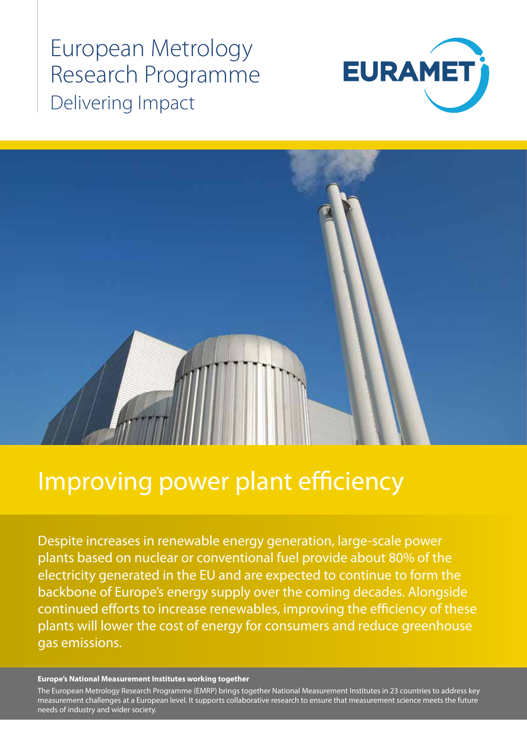# European Metrology Research Programme

Delivering Impact

EURAMET

# Improving power plant efficiency

Despite increases in renewable energy generation, large-scale power plants based on nuclear or conventional fuel provide about 80% of the electricity generated in the EU and are expected to continue to form the backbone of Europe's energy supply over the coming decades. Alongside continued efforts to increase renewables, improving the efficiency of these plants will lower the cost of energy for consumers and reduce greenhouse gas emissions.

**Europe's National Measurement Institutes working together**

The European Metrology Research Programme (EMRP) brings together National Measurement Institutes in 23 countries to address key measurement challenges at a European level. It supports collaborative research to ensure that measurement science meets the future needs of industry and wider society.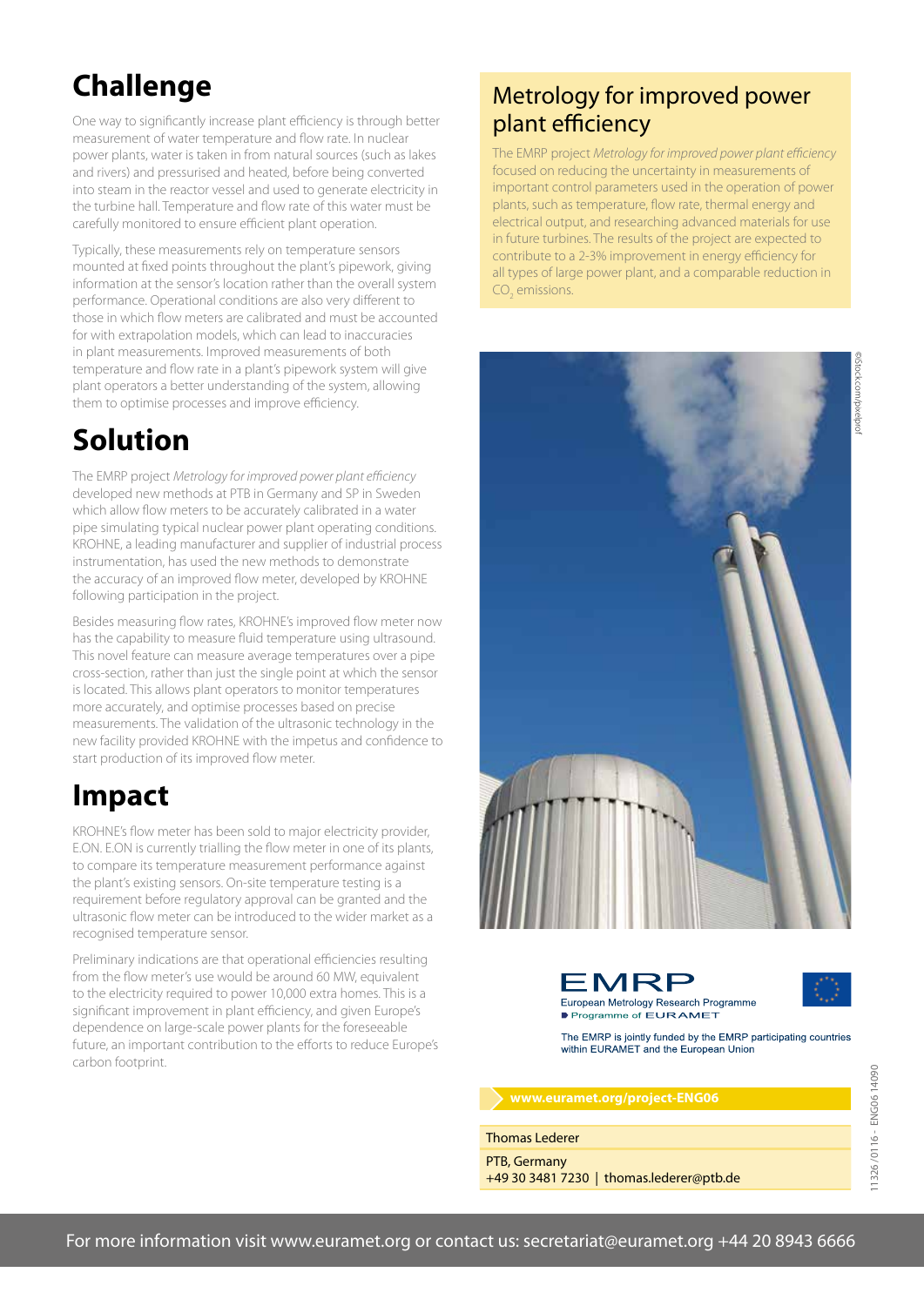## Challenge

One way to significantly increase plant efficiency is through better measurement of water temperature and flow rate. In nuclear power plants, water is taken in from natural sources (such as lakes and rivers) and pressurised and heated, before being converted into steam in the reactor vessel and used to generate electricity in the turbine hall. Temperature and flow rate of this water must be carefully monitored to ensure efficient plant operation.

Typically, these measurements rely on temperature sensors mounted at fixed points throughout the plant's pipework, giving information at the sensor's location rather than the overall system performance. Operational conditions are also very different to those in which flow meters are calibrated and must be accounted for with extrapolation models, which can lead to inaccuracies in plant measurements. Improved measurements of both temperature and flow rate in a plant's pipework system will give plant operators a better understanding of the system, allowing them to optimise processes and improve efficiency.

## Solution

The EMRP project *Metrology for improved power plant efficiency* developed new methods at PTB in Germany and SP in Sweden which allow flow meters to be accurately calibrated in a water pipe simulating typical nuclear power plant operating conditions. KROHNE, a leading manufacturer and supplier of industrial process instrumentation, has used the new methods to demonstrate the accuracy of an improved flow meter, developed by KROHNE following participation in the project.

Besides measuring flow rates, KROHNE's improved flow meter now has the capability to measure fluid temperature using ultrasound. This novel feature can measure average temperatures over a pipe cross-section, rather than just the single point at which the sensor is located. This allows plant operators to monitor temperatures more accurately, and optimise processes based on precise measurements. The validation of the ultrasonic technology in the new facility provided KROHNE with the impetus and confidence to start production of its improved flow meter.

## Impact

KROHNE's flow meter has been sold to major electricity provider, E.ON. E.ON is currently trialling the flow meter in one of its plants, to compare its temperature measurement performance against the plant's existing sensors. On-site temperature testing is a requirement before regulatory approval can be granted and the ultrasonic flow meter can be introduced to the wider market as a recognised temperature sensor.

Preliminary indications are that operational efficiencies resulting from the flow meter's use would be around 60 MW, equivalent to the electricity required to power 10,000 extra homes. This is a significant improvement in plant efficiency, and given Europe's dependence on large-scale power plants for the foreseeable future, an important contribution to the efforts to reduce Europe's carbon footprint.

## Metrology for improved power plant efficiency

The EMRP project *Metrology for improved power plant efficiency* focused on reducing the uncertainty in measurements of important control parameters used in the operation of power plants, such as temperature, flow rate, thermal energy and electrical output, and researching advanced materials for use in future turbines. The results of the project are expected to contribute to a 2-3% improvement in energy efficiency for all types of large power plant, and a comparable reduction in $CO_2$ emissions.

©iStock.com/pixelprof

EMRP
European Metrology Research Programme
Programme of EURAMET

The EMRP is jointly funded by the EMRP participating countries within EURAMET and the European Union

www.euramet.org/project-ENG06

Thomas Lederer

PTB, Germany
+49 30 3481 7230 | thomas.lederer@ptb.de

11326/0116 - ENG06 14090

For more information visit www.euramet.org or contact us: secretariat@euramet.org +44 20 8943 6666